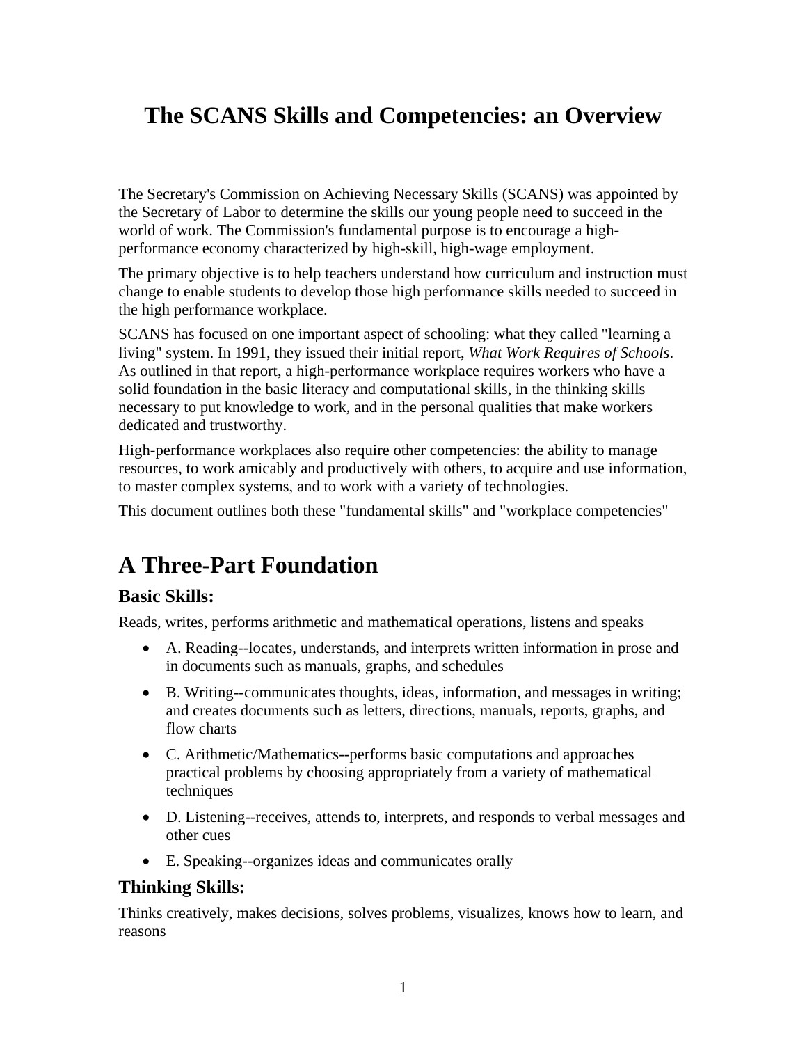# The SCANS Skills and Competencies: an Overview

The Secretary's Commission on Achieving Necessary Skills (SCANS) was appointed by the Secretary of Labor to determine the skills our young people need to succeed in the world of work. The Commission's fundamental purpose is to encourage a high-performance economy characterized by high-skill, high-wage employment.

The primary objective is to help teachers understand how curriculum and instruction must change to enable students to develop those high performance skills needed to succeed in the high performance workplace.

SCANS has focused on one important aspect of schooling: what they called "learning a living" system. In 1991, they issued their initial report, *What Work Requires of Schools*. As outlined in that report, a high-performance workplace requires workers who have a solid foundation in the basic literacy and computational skills, in the thinking skills necessary to put knowledge to work, and in the personal qualities that make workers dedicated and trustworthy.

High-performance workplaces also require other competencies: the ability to manage resources, to work amicably and productively with others, to acquire and use information, to master complex systems, and to work with a variety of technologies.

This document outlines both these "fundamental skills" and "workplace competencies"

## A Three-Part Foundation

### Basic Skills:

Reads, writes, performs arithmetic and mathematical operations, listens and speaks

- A. Reading--locates, understands, and interprets written information in prose and in documents such as manuals, graphs, and schedules
- B. Writing--communicates thoughts, ideas, information, and messages in writing; and creates documents such as letters, directions, manuals, reports, graphs, and flow charts
- C. Arithmetic/Mathematics--performs basic computations and approaches practical problems by choosing appropriately from a variety of mathematical techniques
- D. Listening--receives, attends to, interprets, and responds to verbal messages and other cues
- E. Speaking--organizes ideas and communicates orally

### Thinking Skills:

Thinks creatively, makes decisions, solves problems, visualizes, knows how to learn, and reasons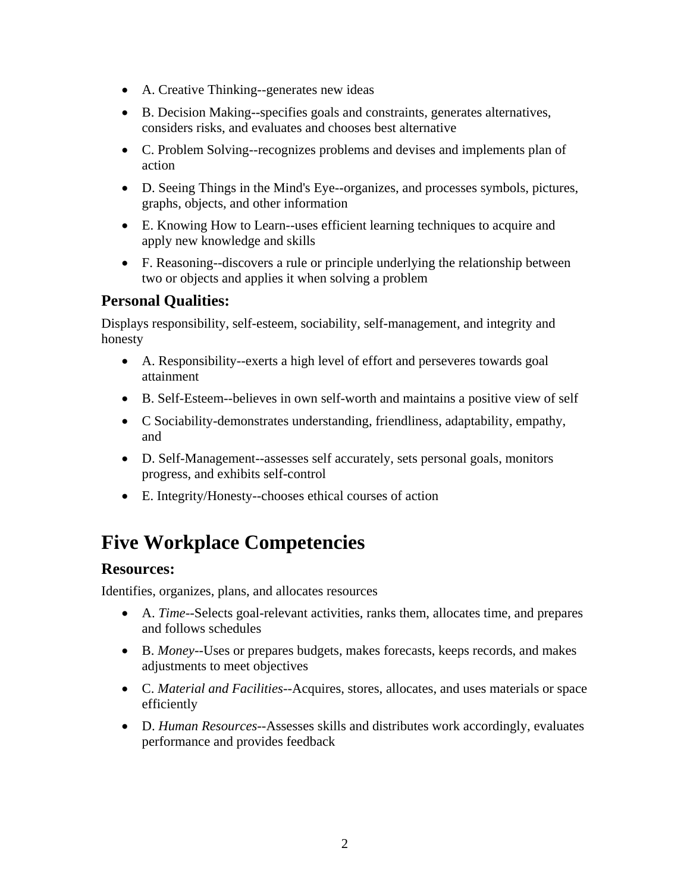- A. Creative Thinking--generates new ideas
- B. Decision Making--specifies goals and constraints, generates alternatives, considers risks, and evaluates and chooses best alternative
- C. Problem Solving--recognizes problems and devises and implements plan of action
- D. Seeing Things in the Mind's Eye--organizes, and processes symbols, pictures, graphs, objects, and other information
- E. Knowing How to Learn--uses efficient learning techniques to acquire and apply new knowledge and skills
- F. Reasoning--discovers a rule or principle underlying the relationship between two or objects and applies it when solving a problem

### Personal Qualities:

Displays responsibility, self-esteem, sociability, self-management, and integrity and honesty

- A. Responsibility--exerts a high level of effort and perseveres towards goal attainment
- B. Self-Esteem--believes in own self-worth and maintains a positive view of self
- C Sociability-demonstrates understanding, friendliness, adaptability, empathy, and
- D. Self-Management--assesses self accurately, sets personal goals, monitors progress, and exhibits self-control
- E. Integrity/Honesty--chooses ethical courses of action

## Five Workplace Competencies

### Resources:

Identifies, organizes, plans, and allocates resources

- A. *Time*--Selects goal-relevant activities, ranks them, allocates time, and prepares and follows schedules
- B. *Money*--Uses or prepares budgets, makes forecasts, keeps records, and makes adjustments to meet objectives
- C. *Material and Facilities*--Acquires, stores, allocates, and uses materials or space efficiently
- D. *Human Resources*--Assesses skills and distributes work accordingly, evaluates performance and provides feedback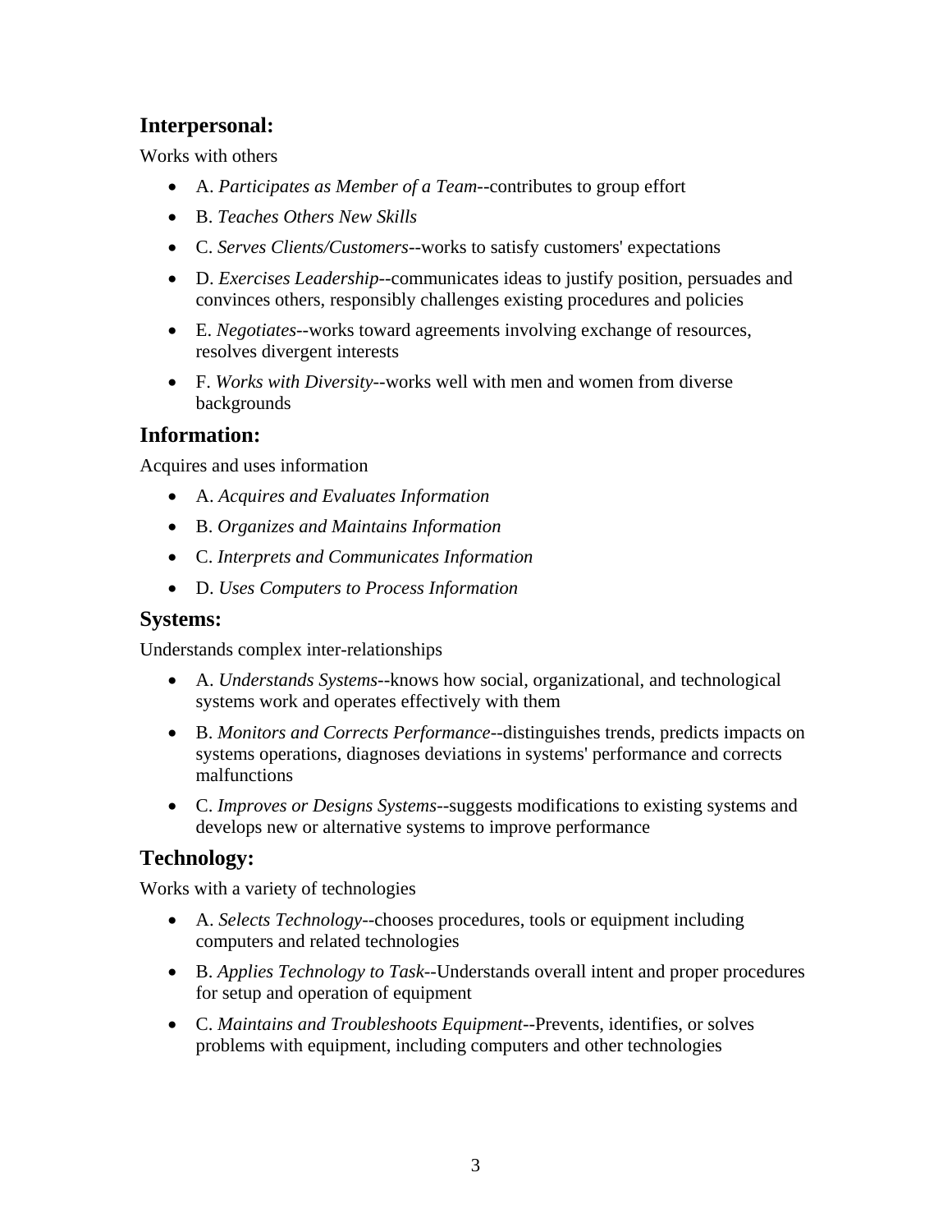## Interpersonal:

Works with others

- A. *Participates as Member of a Team*--contributes to group effort
- B. *Teaches Others New Skills*
- C. *Serves Clients/Customers*--works to satisfy customers' expectations
- D. *Exercises Leadership*--communicates ideas to justify position, persuades and convinces others, responsibly challenges existing procedures and policies
- E. *Negotiates*--works toward agreements involving exchange of resources, resolves divergent interests
- F. *Works with Diversity*--works well with men and women from diverse backgrounds

## Information:

Acquires and uses information

- A. *Acquires and Evaluates Information*
- B. *Organizes and Maintains Information*
- C. *Interprets and Communicates Information*
- D. *Uses Computers to Process Information*

## Systems:

Understands complex inter-relationships

- A. *Understands Systems*--knows how social, organizational, and technological systems work and operates effectively with them
- B. *Monitors and Corrects Performance*--distinguishes trends, predicts impacts on systems operations, diagnoses deviations in systems' performance and corrects malfunctions
- C. *Improves or Designs Systems*--suggests modifications to existing systems and develops new or alternative systems to improve performance

## Technology:

Works with a variety of technologies

- A. *Selects Technology*--chooses procedures, tools or equipment including computers and related technologies
- B. *Applies Technology to Task*--Understands overall intent and proper procedures for setup and operation of equipment
- C. *Maintains and Troubleshoots Equipment*--Prevents, identifies, or solves problems with equipment, including computers and other technologies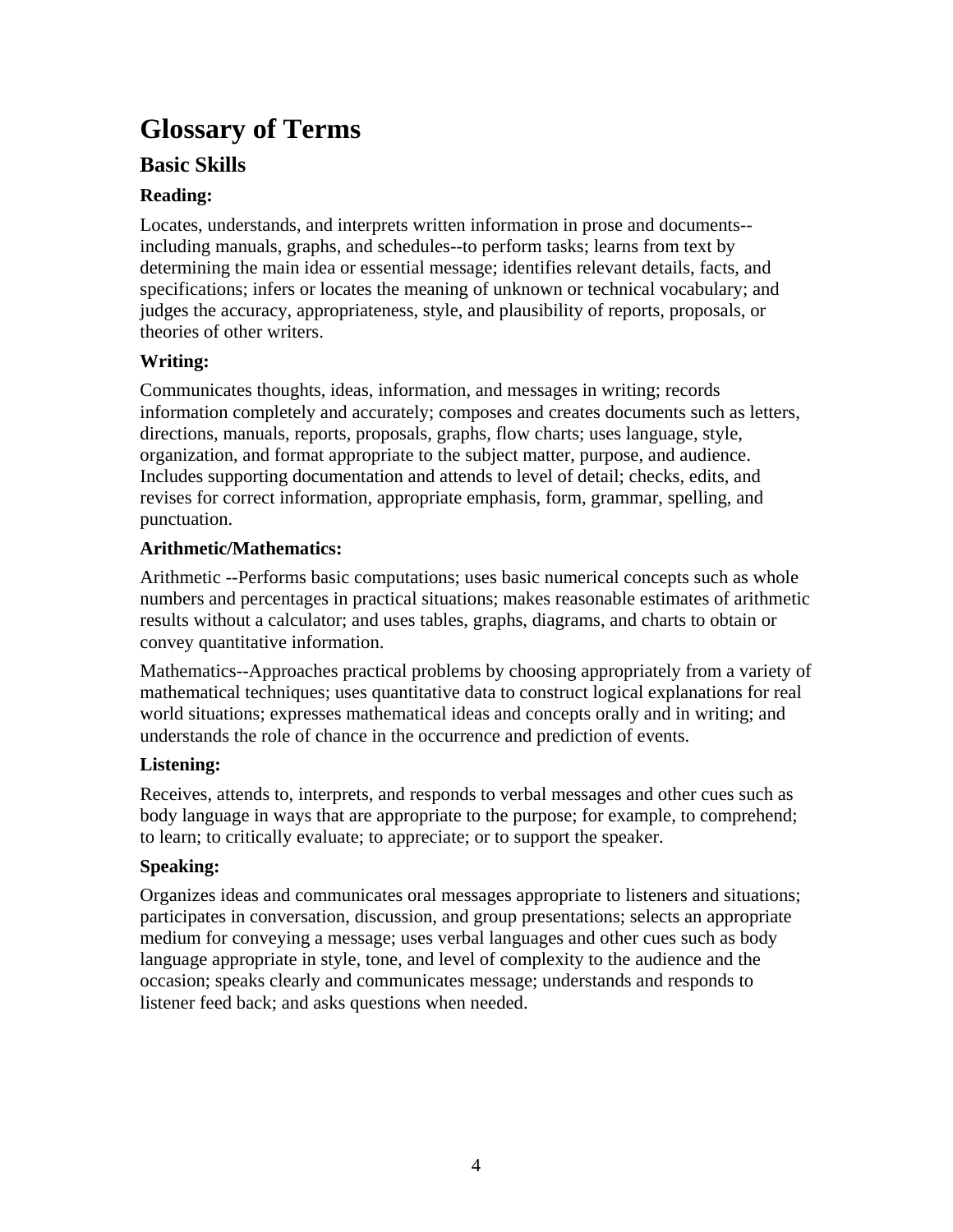# Glossary of Terms

## Basic Skills

### Reading:

Locates, understands, and interprets written information in prose and documents--including manuals, graphs, and schedules--to perform tasks; learns from text by determining the main idea or essential message; identifies relevant details, facts, and specifications; infers or locates the meaning of unknown or technical vocabulary; and judges the accuracy, appropriateness, style, and plausibility of reports, proposals, or theories of other writers.

### Writing:

Communicates thoughts, ideas, information, and messages in writing; records information completely and accurately; composes and creates documents such as letters, directions, manuals, reports, proposals, graphs, flow charts; uses language, style, organization, and format appropriate to the subject matter, purpose, and audience. Includes supporting documentation and attends to level of detail; checks, edits, and revises for correct information, appropriate emphasis, form, grammar, spelling, and punctuation.

### Arithmetic/Mathematics:

Arithmetic --Performs basic computations; uses basic numerical concepts such as whole numbers and percentages in practical situations; makes reasonable estimates of arithmetic results without a calculator; and uses tables, graphs, diagrams, and charts to obtain or convey quantitative information.

Mathematics--Approaches practical problems by choosing appropriately from a variety of mathematical techniques; uses quantitative data to construct logical explanations for real world situations; expresses mathematical ideas and concepts orally and in writing; and understands the role of chance in the occurrence and prediction of events.

### Listening:

Receives, attends to, interprets, and responds to verbal messages and other cues such as body language in ways that are appropriate to the purpose; for example, to comprehend; to learn; to critically evaluate; to appreciate; or to support the speaker.

### Speaking:

Organizes ideas and communicates oral messages appropriate to listeners and situations; participates in conversation, discussion, and group presentations; selects an appropriate medium for conveying a message; uses verbal languages and other cues such as body language appropriate in style, tone, and level of complexity to the audience and the occasion; speaks clearly and communicates message; understands and responds to listener feed back; and asks questions when needed.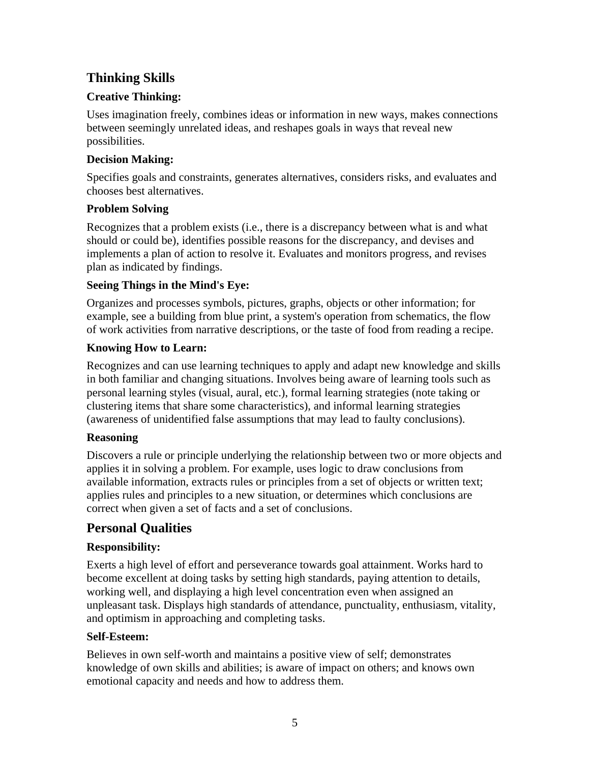## Thinking Skills

### Creative Thinking:

Uses imagination freely, combines ideas or information in new ways, makes connections between seemingly unrelated ideas, and reshapes goals in ways that reveal new possibilities.

### Decision Making:

Specifies goals and constraints, generates alternatives, considers risks, and evaluates and chooses best alternatives.

### Problem Solving

Recognizes that a problem exists (i.e., there is a discrepancy between what is and what should or could be), identifies possible reasons for the discrepancy, and devises and implements a plan of action to resolve it. Evaluates and monitors progress, and revises plan as indicated by findings.

### Seeing Things in the Mind's Eye:

Organizes and processes symbols, pictures, graphs, objects or other information; for example, see a building from blue print, a system's operation from schematics, the flow of work activities from narrative descriptions, or the taste of food from reading a recipe.

### Knowing How to Learn:

Recognizes and can use learning techniques to apply and adapt new knowledge and skills in both familiar and changing situations. Involves being aware of learning tools such as personal learning styles (visual, aural, etc.), formal learning strategies (note taking or clustering items that share some characteristics), and informal learning strategies (awareness of unidentified false assumptions that may lead to faulty conclusions).

### Reasoning

Discovers a rule or principle underlying the relationship between two or more objects and applies it in solving a problem. For example, uses logic to draw conclusions from available information, extracts rules or principles from a set of objects or written text; applies rules and principles to a new situation, or determines which conclusions are correct when given a set of facts and a set of conclusions.

## Personal Qualities

### Responsibility:

Exerts a high level of effort and perseverance towards goal attainment. Works hard to become excellent at doing tasks by setting high standards, paying attention to details, working well, and displaying a high level concentration even when assigned an unpleasant task. Displays high standards of attendance, punctuality, enthusiasm, vitality, and optimism in approaching and completing tasks.

### Self-Esteem:

Believes in own self-worth and maintains a positive view of self; demonstrates knowledge of own skills and abilities; is aware of impact on others; and knows own emotional capacity and needs and how to address them.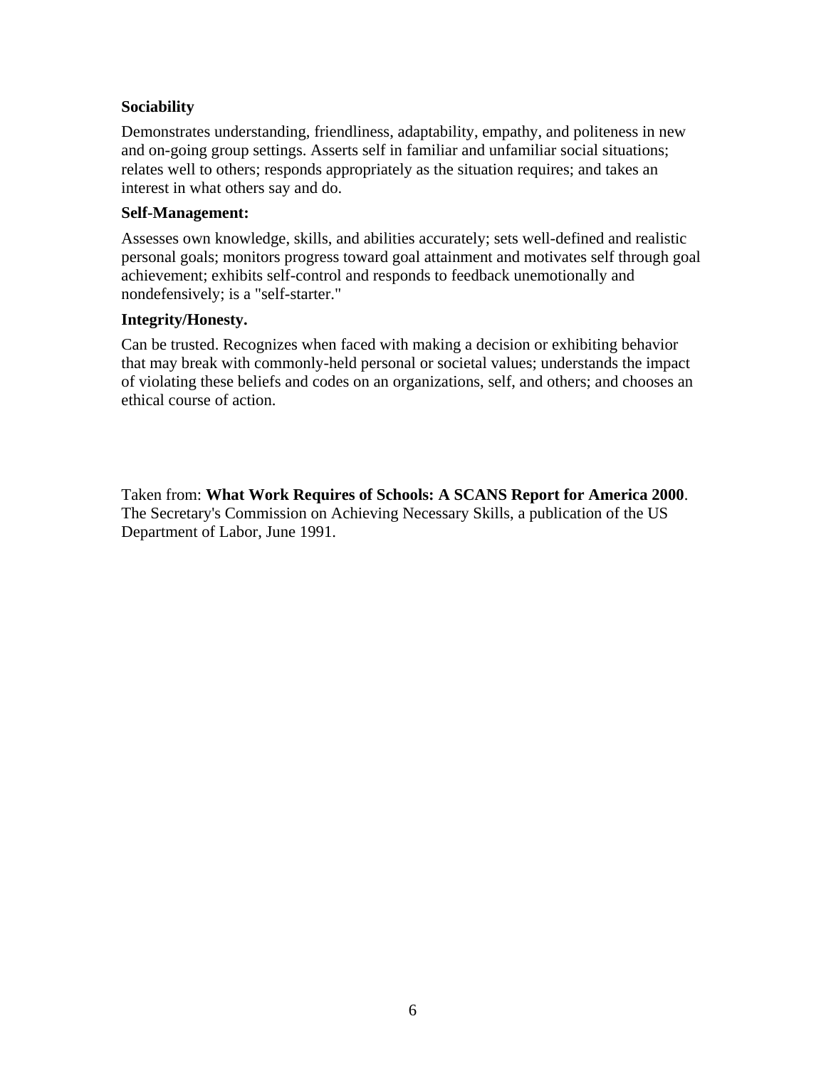**Sociability**

Demonstrates understanding, friendliness, adaptability, empathy, and politeness in new and on-going group settings. Asserts self in familiar and unfamiliar social situations; relates well to others; responds appropriately as the situation requires; and takes an interest in what others say and do.

**Self-Management:**

Assesses own knowledge, skills, and abilities accurately; sets well-defined and realistic personal goals; monitors progress toward goal attainment and motivates self through goal achievement; exhibits self-control and responds to feedback unemotionally and nondefensively; is a "self-starter."

**Integrity/Honesty.**

Can be trusted. Recognizes when faced with making a decision or exhibiting behavior that may break with commonly-held personal or societal values; understands the impact of violating these beliefs and codes on an organizations, self, and others; and chooses an ethical course of action.

Taken from: **What Work Requires of Schools: A SCANS Report for America 2000**. The Secretary's Commission on Achieving Necessary Skills, a publication of the US Department of Labor, June 1991.